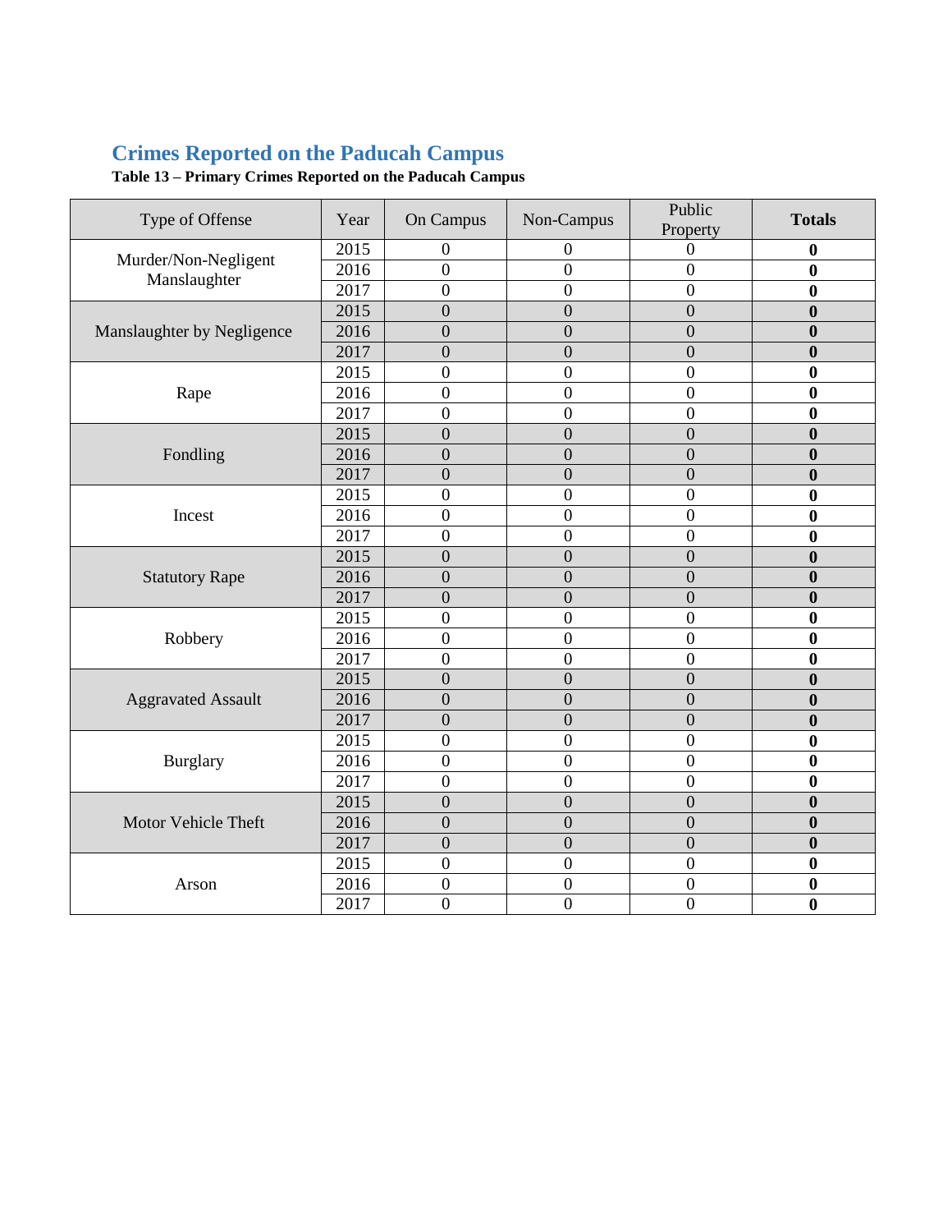## Crimes Reported on the Paducah Campus

**Table 13 – Primary Crimes Reported on the Paducah Campus**

| Type of Offense | Year | On Campus | Non-Campus | Public Property | **Totals** |
|---|---|---|---|---|---|
| Murder/Non-Negligent Manslaughter | 2015 | 0 | 0 | 0 | **0** |
| | 2016 | 0 | 0 | 0 | **0** |
| | 2017 | 0 | 0 | 0 | **0** |
| Manslaughter by Negligence | 2015 | 0 | 0 | 0 | **0** |
| | 2016 | 0 | 0 | 0 | **0** |
| | 2017 | 0 | 0 | 0 | **0** |
| Rape | 2015 | 0 | 0 | 0 | **0** |
| | 2016 | 0 | 0 | 0 | **0** |
| | 2017 | 0 | 0 | 0 | **0** |
| Fondling | 2015 | 0 | 0 | 0 | **0** |
| | 2016 | 0 | 0 | 0 | **0** |
| | 2017 | 0 | 0 | 0 | **0** |
| Incest | 2015 | 0 | 0 | 0 | **0** |
| | 2016 | 0 | 0 | 0 | **0** |
| | 2017 | 0 | 0 | 0 | **0** |
| Statutory Rape | 2015 | 0 | 0 | 0 | **0** |
| | 2016 | 0 | 0 | 0 | **0** |
| | 2017 | 0 | 0 | 0 | **0** |
| Robbery | 2015 | 0 | 0 | 0 | **0** |
| | 2016 | 0 | 0 | 0 | **0** |
| | 2017 | 0 | 0 | 0 | **0** |
| Aggravated Assault | 2015 | 0 | 0 | 0 | **0** |
| | 2016 | 0 | 0 | 0 | **0** |
| | 2017 | 0 | 0 | 0 | **0** |
| Burglary | 2015 | 0 | 0 | 0 | **0** |
| | 2016 | 0 | 0 | 0 | **0** |
| | 2017 | 0 | 0 | 0 | **0** |
| Motor Vehicle Theft | 2015 | 0 | 0 | 0 | **0** |
| | 2016 | 0 | 0 | 0 | **0** |
| | 2017 | 0 | 0 | 0 | **0** |
| Arson | 2015 | 0 | 0 | 0 | **0** |
| | 2016 | 0 | 0 | 0 | **0** |
| | 2017 | 0 | 0 | 0 | **0** |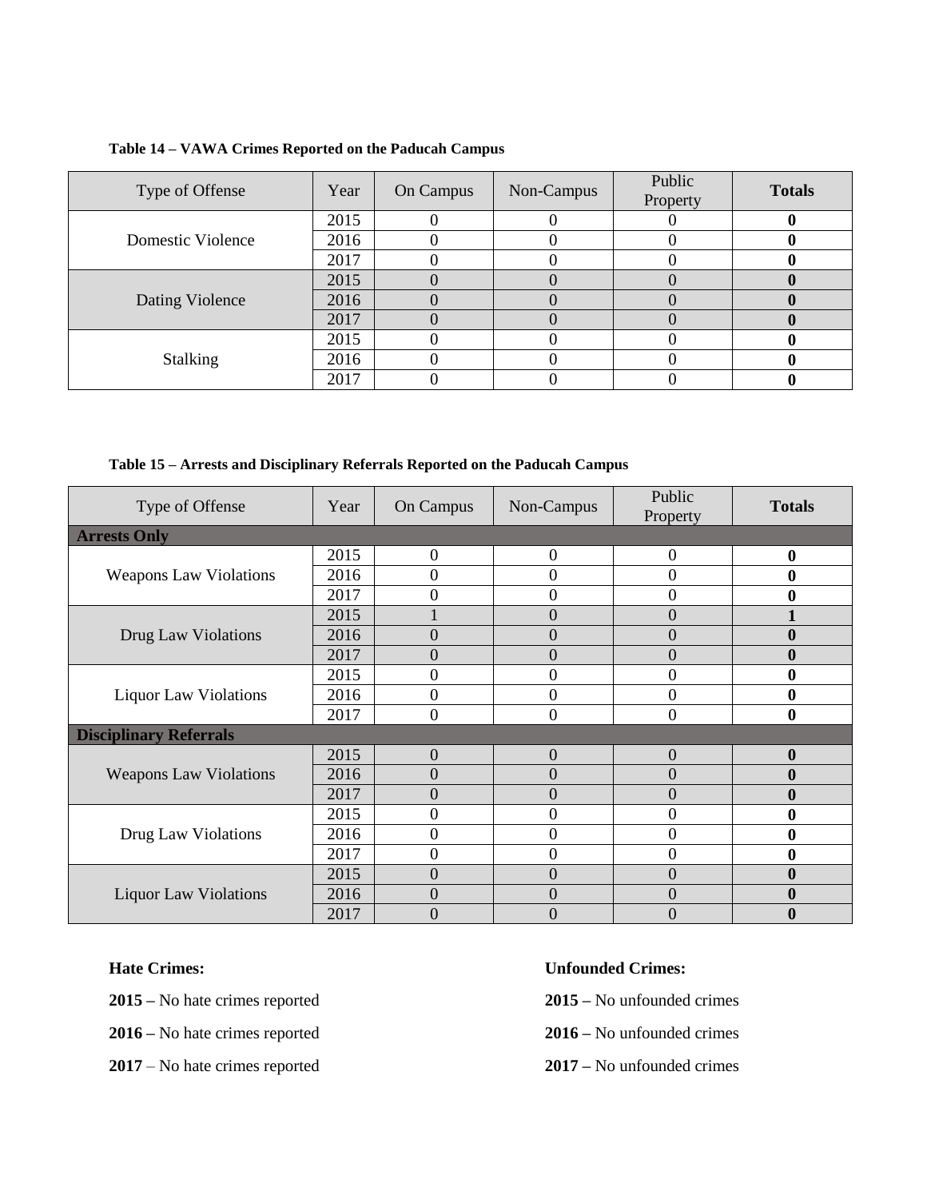**Table 14 – VAWA Crimes Reported on the Paducah Campus**

| Type of Offense | Year | On Campus | Non-Campus | Public Property | **Totals** |
|---|---|---|---|---|---|
| Domestic Violence | 2015 | 0 | 0 | 0 | **0** |
| | 2016 | 0 | 0 | 0 | **0** |
| | 2017 | 0 | 0 | 0 | **0** |
| Dating Violence | 2015 | 0 | 0 | 0 | **0** |
| | 2016 | 0 | 0 | 0 | **0** |
| | 2017 | 0 | 0 | 0 | **0** |
| Stalking | 2015 | 0 | 0 | 0 | **0** |
| | 2016 | 0 | 0 | 0 | **0** |
| | 2017 | 0 | 0 | 0 | **0** |

**Table 15 – Arrests and Disciplinary Referrals Reported on the Paducah Campus**

| Type of Offense | Year | On Campus | Non-Campus | Public Property | **Totals** |
|---|---|---|---|---|---|
| **Arrests Only** | | | | | |
| Weapons Law Violations | 2015 | 0 | 0 | 0 | **0** |
| | 2016 | 0 | 0 | 0 | **0** |
| | 2017 | 0 | 0 | 0 | **0** |
| Drug Law Violations | 2015 | 1 | 0 | 0 | **1** |
| | 2016 | 0 | 0 | 0 | **0** |
| | 2017 | 0 | 0 | 0 | **0** |
| Liquor Law Violations | 2015 | 0 | 0 | 0 | **0** |
| | 2016 | 0 | 0 | 0 | **0** |
| | 2017 | 0 | 0 | 0 | **0** |
| **Disciplinary Referrals** | | | | | |
| Weapons Law Violations | 2015 | 0 | 0 | 0 | **0** |
| | 2016 | 0 | 0 | 0 | **0** |
| | 2017 | 0 | 0 | 0 | **0** |
| Drug Law Violations | 2015 | 0 | 0 | 0 | **0** |
| | 2016 | 0 | 0 | 0 | **0** |
| | 2017 | 0 | 0 | 0 | **0** |
| Liquor Law Violations | 2015 | 0 | 0 | 0 | **0** |
| | 2016 | 0 | 0 | 0 | **0** |
| | 2017 | 0 | 0 | 0 | **0** |

**Hate Crimes:**

**2015 –** No hate crimes reported

**2016 –** No hate crimes reported

**2017** – No hate crimes reported

**Unfounded Crimes:**

**2015 –** No unfounded crimes

**2016 –** No unfounded crimes

**2017 –** No unfounded crimes